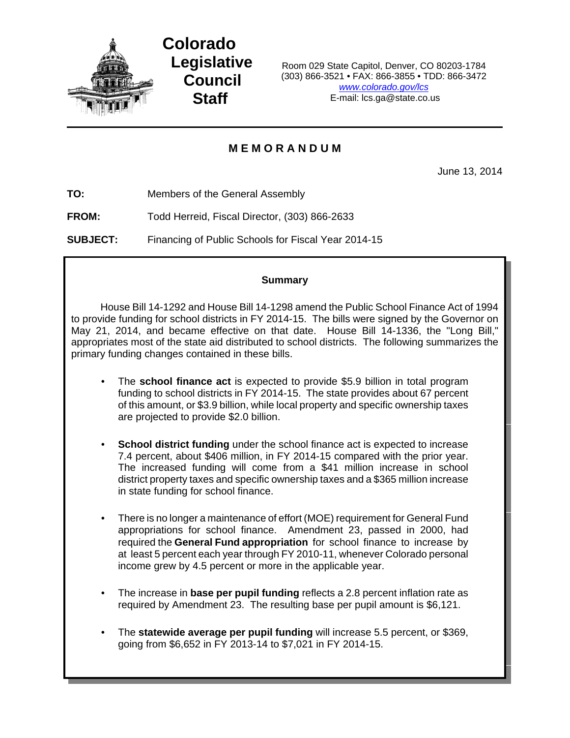# Colorado Legislative Council Staff

Room 029 State Capitol, Denver, CO 80203-1784
(303) 866-3521 • FAX: 866-3855 • TDD: 866-3472
*www.colorado.gov/lcs*
E-mail: lcs.ga@state.co.us

## MEMORANDUM

June 13, 2014

**TO:** Members of the General Assembly

**FROM:** Todd Herreid, Fiscal Director, (303) 866-2633

**SUBJECT:** Financing of Public Schools for Fiscal Year 2014-15

### Summary

House Bill 14-1292 and House Bill 14-1298 amend the Public School Finance Act of 1994 to provide funding for school districts in FY 2014-15. The bills were signed by the Governor on May 21, 2014, and became effective on that date. House Bill 14-1336, the "Long Bill," appropriates most of the state aid distributed to school districts. The following summarizes the primary funding changes contained in these bills.

- The **school finance act** is expected to provide $5.9 billion in total program funding to school districts in FY 2014-15. The state provides about 67 percent of this amount, or $3.9 billion, while local property and specific ownership taxes are projected to provide $2.0 billion.

- **School district funding** under the school finance act is expected to increase 7.4 percent, about $406 million, in FY 2014-15 compared with the prior year. The increased funding will come from a $41 million increase in school district property taxes and specific ownership taxes and a $365 million increase in state funding for school finance.

- There is no longer a maintenance of effort (MOE) requirement for General Fund appropriations for school finance. Amendment 23, passed in 2000, had required the **General Fund appropriation** for school finance to increase by at least 5 percent each year through FY 2010-11, whenever Colorado personal income grew by 4.5 percent or more in the applicable year.

- The increase in **base per pupil funding** reflects a 2.8 percent inflation rate as required by Amendment 23. The resulting base per pupil amount is $6,121.

- The **statewide average per pupil funding** will increase 5.5 percent, or $369, going from $6,652 in FY 2013-14 to $7,021 in FY 2014-15.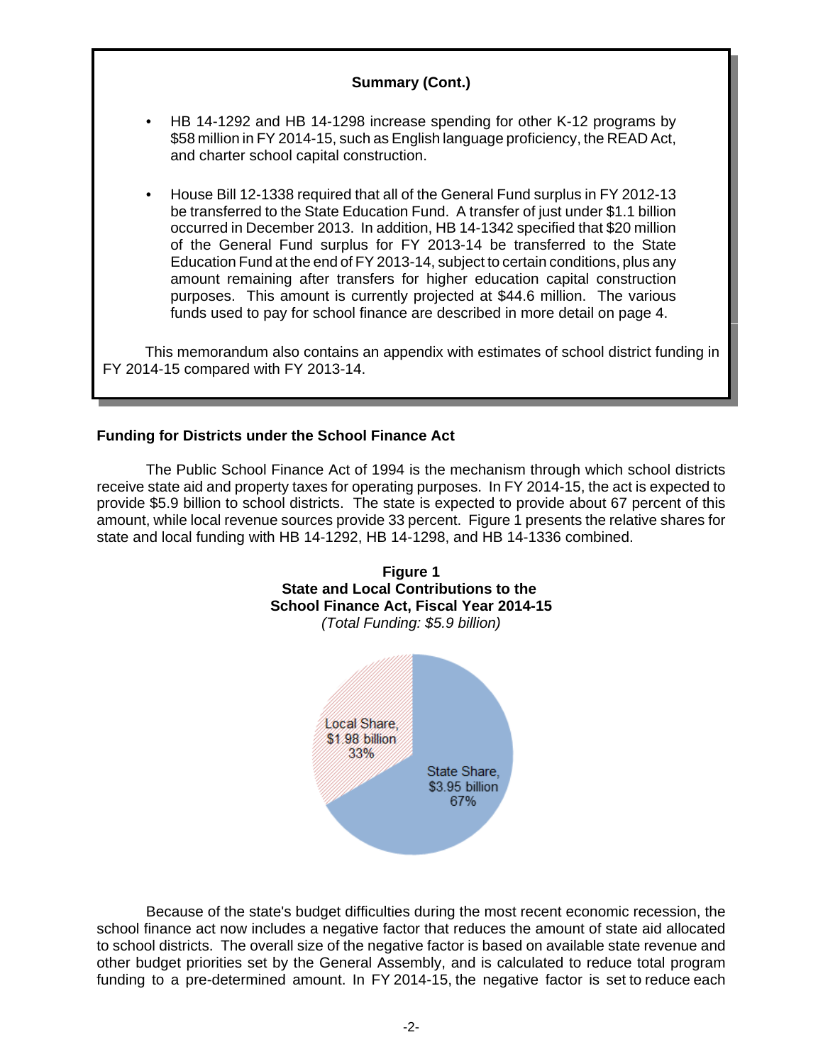**Summary (Cont.)**

- HB 14-1292 and HB 14-1298 increase spending for other K-12 programs by $58 million in FY 2014-15, such as English language proficiency, the READ Act, and charter school capital construction.

- House Bill 12-1338 required that all of the General Fund surplus in FY 2012-13 be transferred to the State Education Fund. A transfer of just under $1.1 billion occurred in December 2013. In addition, HB 14-1342 specified that $20 million of the General Fund surplus for FY 2013-14 be transferred to the State Education Fund at the end of FY 2013-14, subject to certain conditions, plus any amount remaining after transfers for higher education capital construction purposes. This amount is currently projected at $44.6 million. The various funds used to pay for school finance are described in more detail on page 4.

This memorandum also contains an appendix with estimates of school district funding in FY 2014-15 compared with FY 2013-14.

### Funding for Districts under the School Finance Act

The Public School Finance Act of 1994 is the mechanism through which school districts receive state aid and property taxes for operating purposes. In FY 2014-15, the act is expected to provide $5.9 billion to school districts. The state is expected to provide about 67 percent of this amount, while local revenue sources provide 33 percent. Figure 1 presents the relative shares for state and local funding with HB 14-1292, HB 14-1298, and HB 14-1336 combined.

**Figure 1**
**State and Local Contributions to the School Finance Act, Fiscal Year 2014-15**
*(Total Funding: $5.9 billion)*

| Share | Amount | Percent |
| --- | --- | --- |
| Local Share | $1.98 billion | 33% |
| State Share | $3.95 billion | 67% |

Because of the state's budget difficulties during the most recent economic recession, the school finance act now includes a negative factor that reduces the amount of state aid allocated to school districts. The overall size of the negative factor is based on available state revenue and other budget priorities set by the General Assembly, and is calculated to reduce total program funding to a pre-determined amount. In FY 2014-15, the negative factor is set to reduce each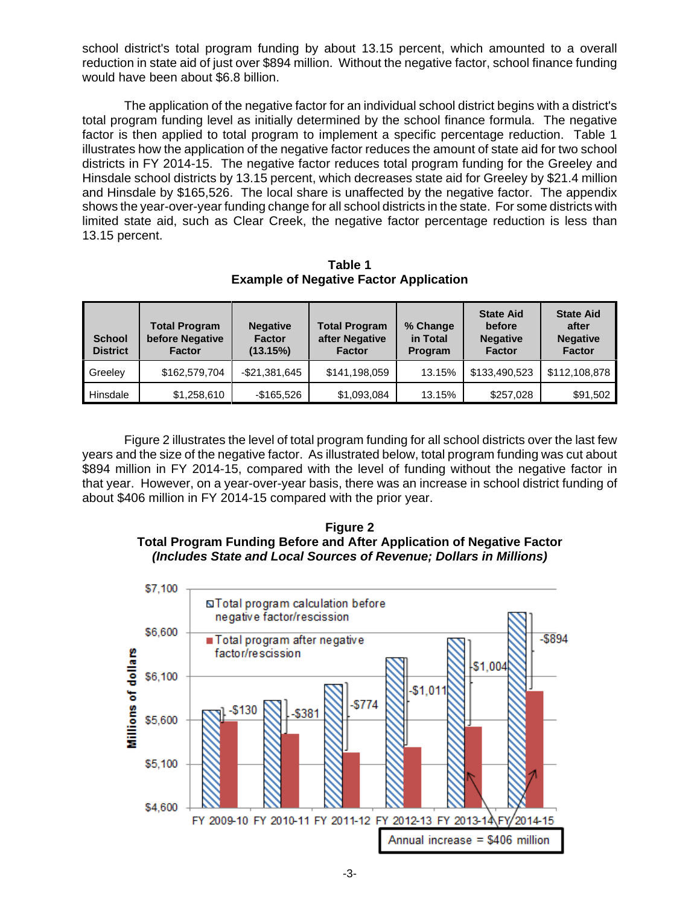school district's total program funding by about 13.15 percent, which amounted to a overall reduction in state aid of just over $894 million. Without the negative factor, school finance funding would have been about $6.8 billion.

The application of the negative factor for an individual school district begins with a district's total program funding level as initially determined by the school finance formula. The negative factor is then applied to total program to implement a specific percentage reduction. Table 1 illustrates how the application of the negative factor reduces the amount of state aid for two school districts in FY 2014-15. The negative factor reduces total program funding for the Greeley and Hinsdale school districts by 13.15 percent, which decreases state aid for Greeley by $21.4 million and Hinsdale by $165,526. The local share is unaffected by the negative factor. The appendix shows the year-over-year funding change for all school districts in the state. For some districts with limited state aid, such as Clear Creek, the negative factor percentage reduction is less than 13.15 percent.

**Table 1**
**Example of Negative Factor Application**

| School District | Total Program before Negative Factor | Negative Factor (13.15%) | Total Program after Negative Factor | % Change in Total Program | State Aid before Negative Factor | State Aid after Negative Factor |
|---|---|---|---|---|---|---|
| Greeley | $162,579,704 | -$21,381,645 | $141,198,059 | 13.15% | $133,490,523 | $112,108,878 |
| Hinsdale | $1,258,610 | -$165,526 | $1,093,084 | 13.15% | $257,028 | $91,502 |

Figure 2 illustrates the level of total program funding for all school districts over the last few years and the size of the negative factor. As illustrated below, total program funding was cut about $894 million in FY 2014-15, compared with the level of funding without the negative factor in that year. However, on a year-over-year basis, there was an increase in school district funding of about $406 million in FY 2014-15 compared with the prior year.

**Figure 2**
**Total Program Funding Before and After Application of Negative Factor**
***(Includes State and Local Sources of Revenue; Dollars in Millions)***

| Fiscal Year | Negative Factor/Rescission |
|---|---|
| FY 2009-10 | -$130 |
| FY 2010-11 | -$381 |
| FY 2011-12 | -$774 |
| FY 2012-13 | -$1,011 |
| FY 2013-14 | -$1,004 |
| FY 2014-15 | -$894 |

Legend: Total program calculation before negative factor/rescission; Total program after negative factor/rescission

Annual increase = $406 million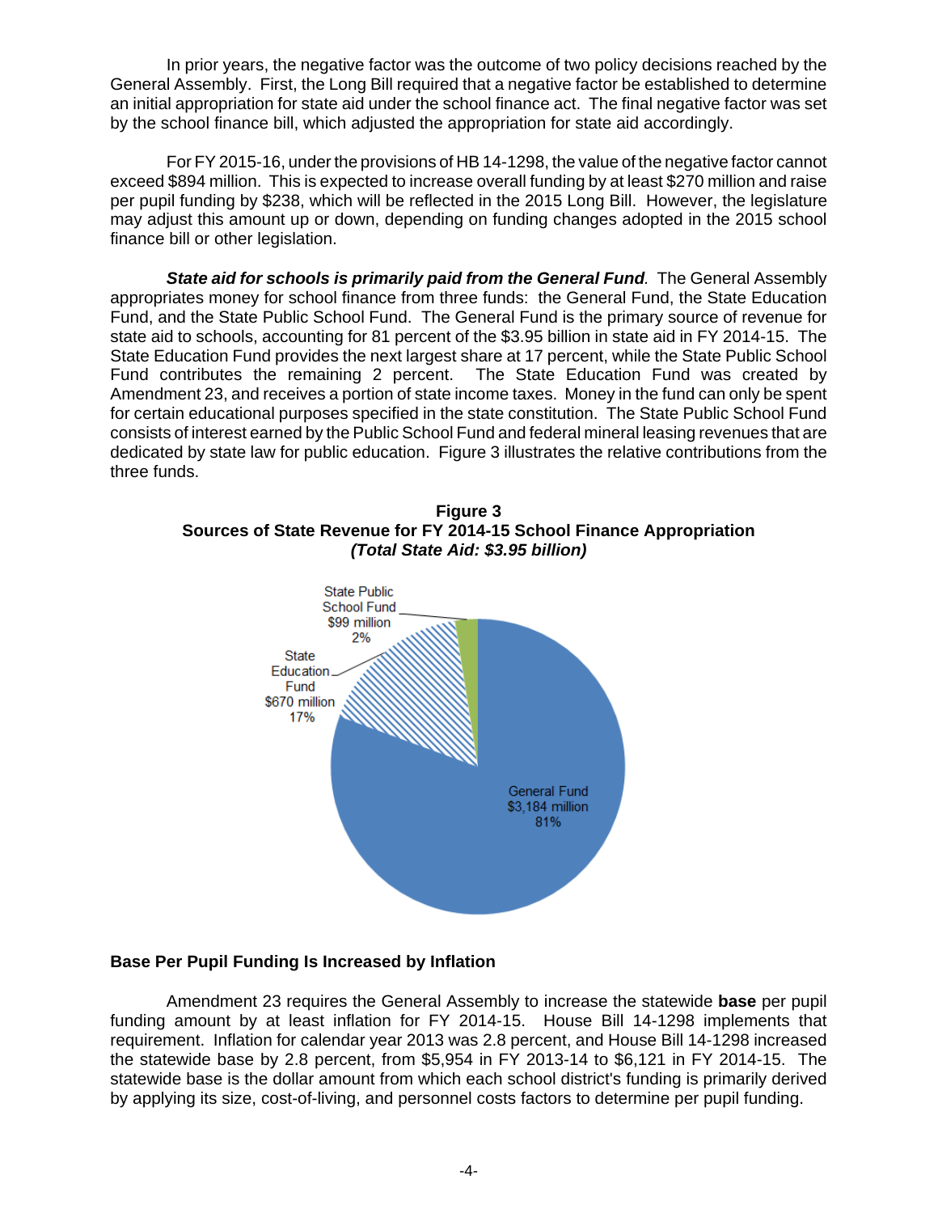In prior years, the negative factor was the outcome of two policy decisions reached by the General Assembly. First, the Long Bill required that a negative factor be established to determine an initial appropriation for state aid under the school finance act. The final negative factor was set by the school finance bill, which adjusted the appropriation for state aid accordingly.

For FY 2015-16, under the provisions of HB 14-1298, the value of the negative factor cannot exceed $894 million. This is expected to increase overall funding by at least $270 million and raise per pupil funding by $238, which will be reflected in the 2015 Long Bill. However, the legislature may adjust this amount up or down, depending on funding changes adopted in the 2015 school finance bill or other legislation.

***State aid for schools is primarily paid from the General Fund.*** The General Assembly appropriates money for school finance from three funds: the General Fund, the State Education Fund, and the State Public School Fund. The General Fund is the primary source of revenue for state aid to schools, accounting for 81 percent of the $3.95 billion in state aid in FY 2014-15. The State Education Fund provides the next largest share at 17 percent, while the State Public School Fund contributes the remaining 2 percent. The State Education Fund was created by Amendment 23, and receives a portion of state income taxes. Money in the fund can only be spent for certain educational purposes specified in the state constitution. The State Public School Fund consists of interest earned by the Public School Fund and federal mineral leasing revenues that are dedicated by state law for public education. Figure 3 illustrates the relative contributions from the three funds.

**Figure 3**
**Sources of State Revenue for FY 2014-15 School Finance Appropriation**
***(Total State Aid: $3.95 billion)***

State Public School Fund $99 million 2%

State Education Fund $670 million 17%

General Fund $3,184 million 81%

## Base Per Pupil Funding Is Increased by Inflation

Amendment 23 requires the General Assembly to increase the statewide **base** per pupil funding amount by at least inflation for FY 2014-15. House Bill 14-1298 implements that requirement. Inflation for calendar year 2013 was 2.8 percent, and House Bill 14-1298 increased the statewide base by 2.8 percent, from $5,954 in FY 2013-14 to $6,121 in FY 2014-15. The statewide base is the dollar amount from which each school district's funding is primarily derived by applying its size, cost-of-living, and personnel costs factors to determine per pupil funding.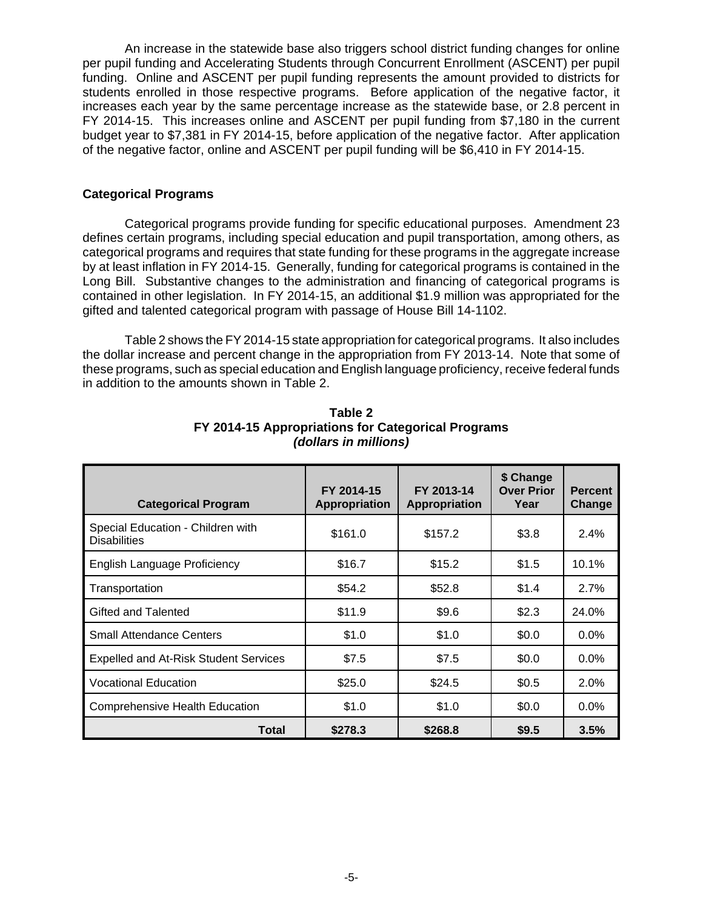An increase in the statewide base also triggers school district funding changes for online per pupil funding and Accelerating Students through Concurrent Enrollment (ASCENT) per pupil funding. Online and ASCENT per pupil funding represents the amount provided to districts for students enrolled in those respective programs. Before application of the negative factor, it increases each year by the same percentage increase as the statewide base, or 2.8 percent in FY 2014-15. This increases online and ASCENT per pupil funding from $7,180 in the current budget year to $7,381 in FY 2014-15, before application of the negative factor. After application of the negative factor, online and ASCENT per pupil funding will be $6,410 in FY 2014-15.

### Categorical Programs

Categorical programs provide funding for specific educational purposes. Amendment 23 defines certain programs, including special education and pupil transportation, among others, as categorical programs and requires that state funding for these programs in the aggregate increase by at least inflation in FY 2014-15. Generally, funding for categorical programs is contained in the Long Bill. Substantive changes to the administration and financing of categorical programs is contained in other legislation. In FY 2014-15, an additional $1.9 million was appropriated for the gifted and talented categorical program with passage of House Bill 14-1102.

Table 2 shows the FY 2014-15 state appropriation for categorical programs. It also includes the dollar increase and percent change in the appropriation from FY 2013-14. Note that some of these programs, such as special education and English language proficiency, receive federal funds in addition to the amounts shown in Table 2.

**Table 2**
**FY 2014-15 Appropriations for Categorical Programs**
***(dollars in millions)***

| Categorical Program | FY 2014-15 Appropriation | FY 2013-14 Appropriation | $ Change Over Prior Year | Percent Change |
|---|---|---|---|---|
| Special Education - Children with Disabilities | $161.0 | $157.2 | $3.8 | 2.4% |
| English Language Proficiency | $16.7 | $15.2 | $1.5 | 10.1% |
| Transportation | $54.2 | $52.8 | $1.4 | 2.7% |
| Gifted and Talented | $11.9 | $9.6 | $2.3 | 24.0% |
| Small Attendance Centers | $1.0 | $1.0 | $0.0 | 0.0% |
| Expelled and At-Risk Student Services | $7.5 | $7.5 | $0.0 | 0.0% |
| Vocational Education | $25.0 | $24.5 | $0.5 | 2.0% |
| Comprehensive Health Education | $1.0 | $1.0 | $0.0 | 0.0% |
| **Total** | **$278.3** | **$268.8** | **$9.5** | **3.5%** |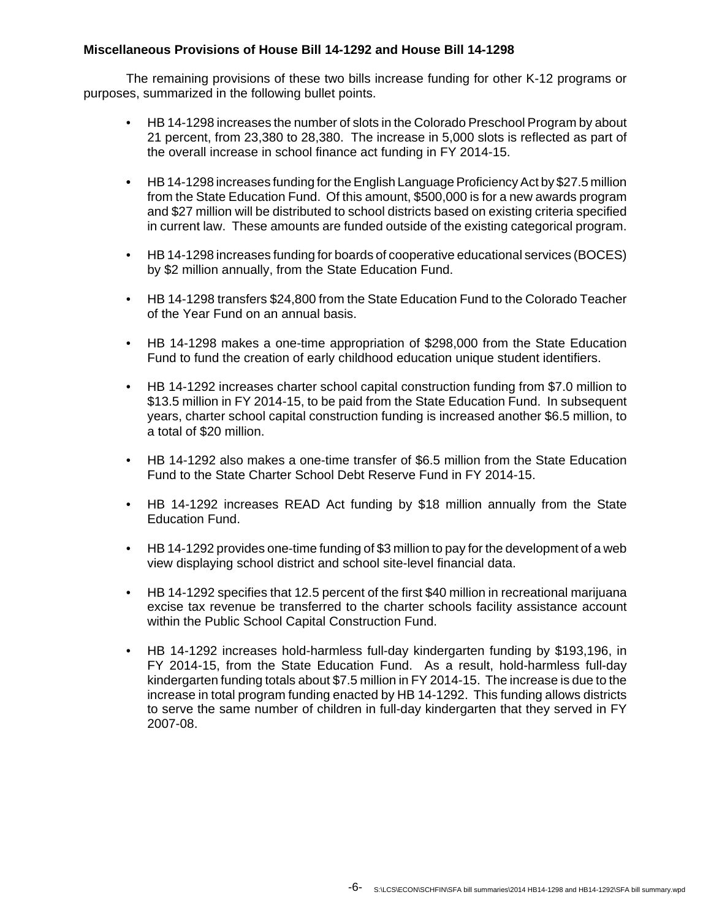### Miscellaneous Provisions of House Bill 14-1292 and House Bill 14-1298

The remaining provisions of these two bills increase funding for other K-12 programs or purposes, summarized in the following bullet points.

- HB 14-1298 increases the number of slots in the Colorado Preschool Program by about 21 percent, from 23,380 to 28,380. The increase in 5,000 slots is reflected as part of the overall increase in school finance act funding in FY 2014-15.
- HB 14-1298 increases funding for the English Language Proficiency Act by $27.5 million from the State Education Fund. Of this amount, $500,000 is for a new awards program and $27 million will be distributed to school districts based on existing criteria specified in current law. These amounts are funded outside of the existing categorical program.
- HB 14-1298 increases funding for boards of cooperative educational services (BOCES) by $2 million annually, from the State Education Fund.
- HB 14-1298 transfers $24,800 from the State Education Fund to the Colorado Teacher of the Year Fund on an annual basis.
- HB 14-1298 makes a one-time appropriation of $298,000 from the State Education Fund to fund the creation of early childhood education unique student identifiers.
- HB 14-1292 increases charter school capital construction funding from $7.0 million to $13.5 million in FY 2014-15, to be paid from the State Education Fund. In subsequent years, charter school capital construction funding is increased another $6.5 million, to a total of $20 million.
- HB 14-1292 also makes a one-time transfer of $6.5 million from the State Education Fund to the State Charter School Debt Reserve Fund in FY 2014-15.
- HB 14-1292 increases READ Act funding by $18 million annually from the State Education Fund.
- HB 14-1292 provides one-time funding of $3 million to pay for the development of a web view displaying school district and school site-level financial data.
- HB 14-1292 specifies that 12.5 percent of the first $40 million in recreational marijuana excise tax revenue be transferred to the charter schools facility assistance account within the Public School Capital Construction Fund.
- HB 14-1292 increases hold-harmless full-day kindergarten funding by $193,196, in FY 2014-15, from the State Education Fund. As a result, hold-harmless full-day kindergarten funding totals about $7.5 million in FY 2014-15. The increase is due to the increase in total program funding enacted by HB 14-1292. This funding allows districts to serve the same number of children in full-day kindergarten that they served in FY 2007-08.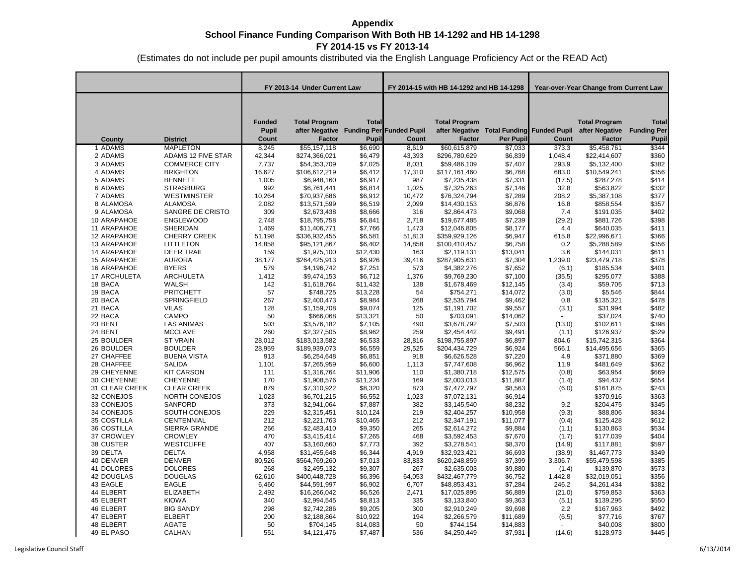# Appendix

## School Finance Funding Comparison With Both HB 14-1292 and HB 14-1298

### FY 2014-15 vs FY 2013-14

(Estimates do not include per pupil amounts distributed via the English Language Proficiency Act or the READ Act)

| | | | FY 2013-14 Under Current Law | | | FY 2014-15 with HB 14-1292 and HB 14-1298 | | | Year-over-Year Change from Current Law | |
|---|---|---|---|---|---|---|---|---|---|---|
| | County | District | Funded Pupil Count | Total Program after Negative Factor | Total Funding Per Pupil | Funded Pupil Count | Total Program after Negative Factor | Total Funding Per Pupil | Funded Pupil Count | Total Program after Negative Factor | Total Funding Per Pupil |
| 1 | ADAMS | MAPLETON | 8,245 | $55,157,118 | $6,690 | 8,619 | $60,615,879 | $7,033 | 373.3 | $5,458,761 | $344 |
| 2 | ADAMS | ADAMS 12 FIVE STAR | 42,344 | $274,366,021 | $6,479 | 43,393 | $296,780,629 | $6,839 | 1,048.4 | $22,414,607 | $360 |
| 3 | ADAMS | COMMERCE CITY | 7,737 | $54,353,709 | $7,025 | 8,031 | $59,486,109 | $7,407 | 293.9 | $5,132,400 | $382 |
| 4 | ADAMS | BRIGHTON | 16,627 | $106,612,219 | $6,412 | 17,310 | $117,161,460 | $6,768 | 683.0 | $10,549,241 | $356 |
| 5 | ADAMS | BENNETT | 1,005 | $6,948,160 | $6,917 | 987 | $7,235,438 | $7,331 | (17.5) | $287,278 | $414 |
| 6 | ADAMS | STRASBURG | 992 | $6,761,441 | $6,814 | 1,025 | $7,325,263 | $7,146 | 32.8 | $563,822 | $332 |
| 7 | ADAMS | WESTMINSTER | 10,264 | $70,937,686 | $6,912 | 10,472 | $76,324,794 | $7,289 | 208.2 | $5,387,108 | $377 |
| 8 | ALAMOSA | ALAMOSA | 2,082 | $13,571,599 | $6,519 | 2,099 | $14,430,153 | $6,876 | 16.8 | $858,554 | $357 |
| 9 | ALAMOSA | SANGRE DE CRISTO | 309 | $2,673,438 | $8,666 | 316 | $2,864,473 | $9,068 | 7.4 | $191,035 | $402 |
| 10 | ARAPAHOE | ENGLEWOOD | 2,748 | $18,795,758 | $6,841 | 2,718 | $19,677,485 | $7,239 | (29.2) | $881,726 | $398 |
| 11 | ARAPAHOE | SHERIDAN | 1,469 | $11,406,771 | $7,766 | 1,473 | $12,046,805 | $8,177 | 4.4 | $640,035 | $411 |
| 12 | ARAPAHOE | CHERRY CREEK | 51,198 | $336,932,455 | $6,581 | 51,813 | $359,929,126 | $6,947 | 615.8 | $22,996,671 | $366 |
| 13 | ARAPAHOE | LITTLETON | 14,858 | $95,121,867 | $6,402 | 14,858 | $100,410,457 | $6,758 | 0.2 | $5,288,589 | $356 |
| 14 | ARAPAHOE | DEER TRAIL | 159 | $1,975,100 | $12,430 | 163 | $2,119,131 | $13,041 | 3.6 | $144,031 | $611 |
| 15 | ARAPAHOE | AURORA | 38,177 | $264,425,913 | $6,926 | 39,416 | $287,905,631 | $7,304 | 1,239.0 | $23,479,718 | $378 |
| 16 | ARAPAHOE | BYERS | 579 | $4,196,742 | $7,251 | 573 | $4,382,276 | $7,652 | (6.1) | $185,534 | $401 |
| 17 | ARCHULETA | ARCHULETA | 1,412 | $9,474,153 | $6,712 | 1,376 | $9,769,230 | $7,100 | (35.5) | $295,077 | $388 |
| 18 | BACA | WALSH | 142 | $1,618,764 | $11,432 | 138 | $1,678,469 | $12,145 | (3.4) | $59,705 | $713 |
| 19 | BACA | PRITCHETT | 57 | $748,725 | $13,228 | 54 | $754,271 | $14,072 | (3.0) | $5,546 | $844 |
| 20 | BACA | SPRINGFIELD | 267 | $2,400,473 | $8,984 | 268 | $2,535,794 | $9,462 | 0.8 | $135,321 | $478 |
| 21 | BACA | VILAS | 128 | $1,159,708 | $9,074 | 125 | $1,191,702 | $9,557 | (3.1) | $31,994 | $482 |
| 22 | BACA | CAMPO | 50 | $666,068 | $13,321 | 50 | $703,091 | $14,062 | - | $37,024 | $740 |
| 23 | BENT | LAS ANIMAS | 503 | $3,576,182 | $7,105 | 490 | $3,678,792 | $7,503 | (13.0) | $102,611 | $398 |
| 24 | BENT | MCCLAVE | 260 | $2,327,505 | $8,962 | 259 | $2,454,442 | $9,491 | (1.1) | $126,937 | $529 |
| 25 | BOULDER | ST VRAIN | 28,012 | $183,013,582 | $6,533 | 28,816 | $198,755,897 | $6,897 | 804.6 | $15,742,315 | $364 |
| 26 | BOULDER | BOULDER | 28,959 | $189,939,073 | $6,559 | 29,525 | $204,434,729 | $6,924 | 566.1 | $14,495,656 | $365 |
| 27 | CHAFFEE | BUENA VISTA | 913 | $6,254,648 | $6,851 | 918 | $6,626,528 | $7,220 | 4.9 | $371,880 | $369 |
| 28 | CHAFFEE | SALIDA | 1,101 | $7,265,959 | $6,600 | 1,113 | $7,747,608 | $6,962 | 11.9 | $481,649 | $362 |
| 29 | CHEYENNE | KIT CARSON | 111 | $1,316,764 | $11,906 | 110 | $1,380,718 | $12,575 | (0.8) | $63,954 | $669 |
| 30 | CHEYENNE | CHEYENNE | 170 | $1,908,576 | $11,234 | 169 | $2,003,013 | $11,887 | (1.4) | $94,437 | $654 |
| 31 | CLEAR CREEK | CLEAR CREEK | 879 | $7,310,922 | $8,320 | 873 | $7,472,797 | $8,563 | (6.0) | $161,875 | $243 |
| 32 | CONEJOS | NORTH CONEJOS | 1,023 | $6,701,215 | $6,552 | 1,023 | $7,072,131 | $6,914 | - | $370,916 | $363 |
| 33 | CONEJOS | SANFORD | 373 | $2,941,064 | $7,887 | 382 | $3,145,540 | $8,232 | 9.2 | $204,475 | $345 |
| 34 | CONEJOS | SOUTH CONEJOS | 229 | $2,315,451 | $10,124 | 219 | $2,404,257 | $10,958 | (9.3) | $88,806 | $834 |
| 35 | COSTILLA | CENTENNIAL | 212 | $2,221,763 | $10,465 | 212 | $2,347,191 | $11,077 | (0.4) | $125,428 | $612 |
| 36 | COSTILLA | SIERRA GRANDE | 266 | $2,483,410 | $9,350 | 265 | $2,614,272 | $9,884 | (1.1) | $130,863 | $534 |
| 37 | CROWLEY | CROWLEY | 470 | $3,415,414 | $7,265 | 468 | $3,592,453 | $7,670 | (1.7) | $177,039 | $404 |
| 38 | CUSTER | WESTCLIFFE | 407 | $3,160,660 | $7,773 | 392 | $3,278,541 | $8,370 | (14.9) | $117,881 | $597 |
| 39 | DELTA | DELTA | 4,958 | $31,455,648 | $6,344 | 4,919 | $32,923,421 | $6,693 | (38.9) | $1,467,773 | $349 |
| 40 | DENVER | DENVER | 80,526 | $564,769,260 | $7,013 | 83,833 | $620,248,859 | $7,399 | 3,306.7 | $55,479,598 | $385 |
| 41 | DOLORES | DOLORES | 268 | $2,495,132 | $9,307 | 267 | $2,635,003 | $9,880 | (1.4) | $139,870 | $573 |
| 42 | DOUGLAS | DOUGLAS | 62,610 | $400,448,728 | $6,396 | 64,053 | $432,467,779 | $6,752 | 1,442.8 | $32,019,051 | $356 |
| 43 | EAGLE | EAGLE | 6,460 | $44,591,997 | $6,902 | 6,707 | $48,853,431 | $7,284 | 246.2 | $4,261,434 | $382 |
| 44 | ELBERT | ELIZABETH | 2,492 | $16,266,042 | $6,526 | 2,471 | $17,025,895 | $6,889 | (21.0) | $759,853 | $363 |
| 45 | ELBERT | KIOWA | 340 | $2,994,545 | $8,813 | 335 | $3,133,840 | $9,363 | (5.1) | $139,295 | $550 |
| 46 | ELBERT | BIG SANDY | 298 | $2,742,286 | $9,205 | 300 | $2,910,249 | $9,698 | 2.2 | $167,963 | $492 |
| 47 | ELBERT | ELBERT | 200 | $2,188,864 | $10,922 | 194 | $2,266,579 | $11,689 | (6.5) | $77,716 | $767 |
| 48 | ELBERT | AGATE | 50 | $704,145 | $14,083 | 50 | $744,154 | $14,883 | - | $40,008 | $800 |
| 49 | EL PASO | CALHAN | 551 | $4,121,476 | $7,487 | 536 | $4,250,449 | $7,931 | (14.6) | $128,973 | $445 |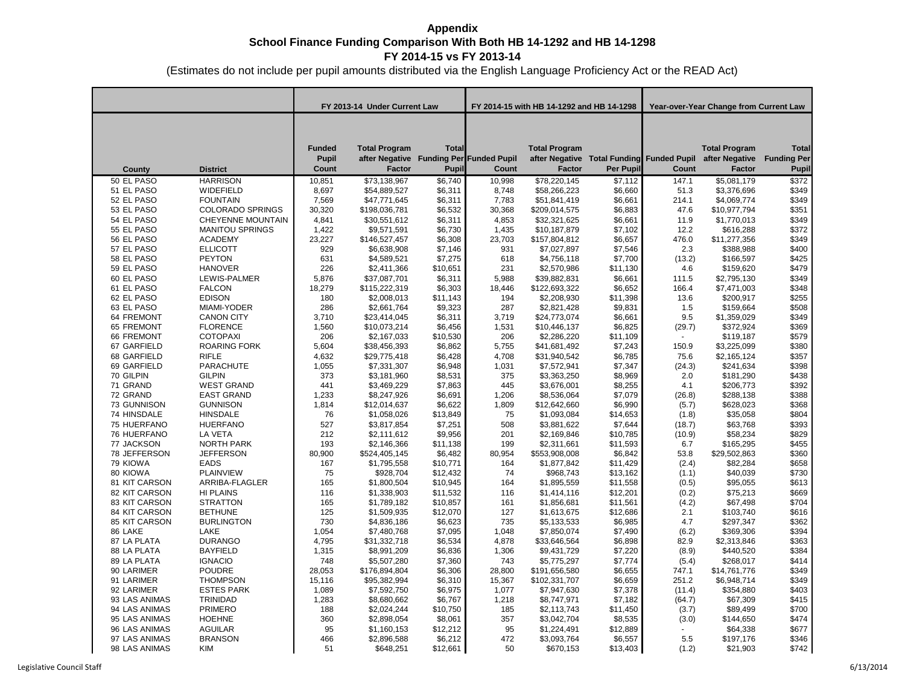**Appendix**
**School Finance Funding Comparison With Both HB 14-1292 and HB 14-1298**
**FY 2014-15 vs FY 2013-14**
(Estimates do not include per pupil amounts distributed via the English Language Proficiency Act or the READ Act)

| | | FY 2013-14 Under Current Law | | | FY 2014-15 with HB 14-1292 and HB 14-1298 | | | Year-over-Year Change from Current Law | | |
|---|---|---|---|---|---|---|---|---|---|---|
| County | District | Funded Pupil Count | Total Program after Negative Factor | Total Funding Per Pupil | Funded Pupil Count | Total Program after Negative Factor | Total Funding Per Pupil | Funded Pupil Count | Total Program after Negative Factor | Total Funding Per Pupil |
| 50 EL PASO | HARRISON | 10,851 | $73,138,967 | $6,740 | 10,998 | $78,220,145 | $7,112 | 147.1 | $5,081,179 | $372 |
| 51 EL PASO | WIDEFIELD | 8,697 | $54,889,527 | $6,311 | 8,748 | $58,266,223 | $6,660 | 51.3 | $3,376,696 | $349 |
| 52 EL PASO | FOUNTAIN | 7,569 | $47,771,645 | $6,311 | 7,783 | $51,841,419 | $6,661 | 214.1 | $4,069,774 | $349 |
| 53 EL PASO | COLORADO SPRINGS | 30,320 | $198,036,781 | $6,532 | 30,368 | $209,014,575 | $6,883 | 47.6 | $10,977,794 | $351 |
| 54 EL PASO | CHEYENNE MOUNTAIN | 4,841 | $30,551,612 | $6,311 | 4,853 | $32,321,625 | $6,661 | 11.9 | $1,770,013 | $349 |
| 55 EL PASO | MANITOU SPRINGS | 1,422 | $9,571,591 | $6,730 | 1,435 | $10,187,879 | $7,102 | 12.2 | $616,288 | $372 |
| 56 EL PASO | ACADEMY | 23,227 | $146,527,457 | $6,308 | 23,703 | $157,804,812 | $6,657 | 476.0 | $11,277,356 | $349 |
| 57 EL PASO | ELLICOTT | 929 | $6,638,908 | $7,146 | 931 | $7,027,897 | $7,546 | 2.3 | $388,988 | $400 |
| 58 EL PASO | PEYTON | 631 | $4,589,521 | $7,275 | 618 | $4,756,118 | $7,700 | (13.2) | $166,597 | $425 |
| 59 EL PASO | HANOVER | 226 | $2,411,366 | $10,651 | 231 | $2,570,986 | $11,130 | 4.6 | $159,620 | $479 |
| 60 EL PASO | LEWIS-PALMER | 5,876 | $37,087,701 | $6,311 | 5,988 | $39,882,831 | $6,661 | 111.5 | $2,795,130 | $349 |
| 61 EL PASO | FALCON | 18,279 | $115,222,319 | $6,303 | 18,446 | $122,693,322 | $6,652 | 166.4 | $7,471,003 | $348 |
| 62 EL PASO | EDISON | 180 | $2,008,013 | $11,143 | 194 | $2,208,930 | $11,398 | 13.6 | $200,917 | $255 |
| 63 EL PASO | MIAMI-YODER | 286 | $2,661,764 | $9,323 | 287 | $2,821,428 | $9,831 | 1.5 | $159,664 | $508 |
| 64 FREMONT | CANON CITY | 3,710 | $23,414,045 | $6,311 | 3,719 | $24,773,074 | $6,661 | 9.5 | $1,359,029 | $349 |
| 65 FREMONT | FLORENCE | 1,560 | $10,073,214 | $6,456 | 1,531 | $10,446,137 | $6,825 | (29.7) | $372,924 | $369 |
| 66 FREMONT | COTOPAXI | 206 | $2,167,033 | $10,530 | 206 | $2,286,220 | $11,109 | - | $119,187 | $579 |
| 67 GARFIELD | ROARING FORK | 5,604 | $38,456,393 | $6,862 | 5,755 | $41,681,492 | $7,243 | 150.9 | $3,225,099 | $380 |
| 68 GARFIELD | RIFLE | 4,632 | $29,775,418 | $6,428 | 4,708 | $31,940,542 | $6,785 | 75.6 | $2,165,124 | $357 |
| 69 GARFIELD | PARACHUTE | 1,055 | $7,331,307 | $6,948 | 1,031 | $7,572,941 | $7,347 | (24.3) | $241,634 | $398 |
| 70 GILPIN | GILPIN | 373 | $3,181,960 | $8,531 | 375 | $3,363,250 | $8,969 | 2.0 | $181,290 | $438 |
| 71 GRAND | WEST GRAND | 441 | $3,469,229 | $7,863 | 445 | $3,676,001 | $8,255 | 4.1 | $206,773 | $392 |
| 72 GRAND | EAST GRAND | 1,233 | $8,247,926 | $6,691 | 1,206 | $8,536,064 | $7,079 | (26.8) | $288,138 | $388 |
| 73 GUNNISON | GUNNISON | 1,814 | $12,014,637 | $6,622 | 1,809 | $12,642,660 | $6,990 | (5.7) | $628,023 | $368 |
| 74 HINSDALE | HINSDALE | 76 | $1,058,026 | $13,849 | 75 | $1,093,084 | $14,653 | (1.8) | $35,058 | $804 |
| 75 HUERFANO | HUERFANO | 527 | $3,817,854 | $7,251 | 508 | $3,881,622 | $7,644 | (18.7) | $63,768 | $393 |
| 76 HUERFANO | LA VETA | 212 | $2,111,612 | $9,956 | 201 | $2,169,846 | $10,785 | (10.9) | $58,234 | $829 |
| 77 JACKSON | NORTH PARK | 193 | $2,146,366 | $11,138 | 199 | $2,311,661 | $11,593 | 6.7 | $165,295 | $455 |
| 78 JEFFERSON | JEFFERSON | 80,900 | $524,405,145 | $6,482 | 80,954 | $553,908,008 | $6,842 | 53.8 | $29,502,863 | $360 |
| 79 KIOWA | EADS | 167 | $1,795,558 | $10,771 | 164 | $1,877,842 | $11,429 | (2.4) | $82,284 | $658 |
| 80 KIOWA | PLAINVIEW | 75 | $928,704 | $12,432 | 74 | $968,743 | $13,162 | (1.1) | $40,039 | $730 |
| 81 KIT CARSON | ARRIBA-FLAGLER | 165 | $1,800,504 | $10,945 | 164 | $1,895,559 | $11,558 | (0.5) | $95,055 | $613 |
| 82 KIT CARSON | HI PLAINS | 116 | $1,338,903 | $11,532 | 116 | $1,414,116 | $12,201 | (0.2) | $75,213 | $669 |
| 83 KIT CARSON | STRATTON | 165 | $1,789,182 | $10,857 | 161 | $1,856,681 | $11,561 | (4.2) | $67,498 | $704 |
| 84 KIT CARSON | BETHUNE | 125 | $1,509,935 | $12,070 | 127 | $1,613,675 | $12,686 | 2.1 | $103,740 | $616 |
| 85 KIT CARSON | BURLINGTON | 730 | $4,836,186 | $6,623 | 735 | $5,133,533 | $6,985 | 4.7 | $297,347 | $362 |
| 86 LAKE | LAKE | 1,054 | $7,480,768 | $7,095 | 1,048 | $7,850,074 | $7,490 | (6.2) | $369,306 | $394 |
| 87 LA PLATA | DURANGO | 4,795 | $31,332,718 | $6,534 | 4,878 | $33,646,564 | $6,898 | 82.9 | $2,313,846 | $363 |
| 88 LA PLATA | BAYFIELD | 1,315 | $8,991,209 | $6,836 | 1,306 | $9,431,729 | $7,220 | (8.9) | $440,520 | $384 |
| 89 LA PLATA | IGNACIO | 748 | $5,507,280 | $7,360 | 743 | $5,775,297 | $7,774 | (5.4) | $268,017 | $414 |
| 90 LARIMER | POUDRE | 28,053 | $176,894,804 | $6,306 | 28,800 | $191,656,580 | $6,655 | 747.1 | $14,761,776 | $349 |
| 91 LARIMER | THOMPSON | 15,116 | $95,382,994 | $6,310 | 15,367 | $102,331,707 | $6,659 | 251.2 | $6,948,714 | $349 |
| 92 LARIMER | ESTES PARK | 1,089 | $7,592,750 | $6,975 | 1,077 | $7,947,630 | $7,378 | (11.4) | $354,880 | $403 |
| 93 LAS ANIMAS | TRINIDAD | 1,283 | $8,680,662 | $6,767 | 1,218 | $8,747,971 | $7,182 | (64.7) | $67,309 | $415 |
| 94 LAS ANIMAS | PRIMERO | 188 | $2,024,244 | $10,750 | 185 | $2,113,743 | $11,450 | (3.7) | $89,499 | $700 |
| 95 LAS ANIMAS | HOEHNE | 360 | $2,898,054 | $8,061 | 357 | $3,042,704 | $8,535 | (3.0) | $144,650 | $474 |
| 96 LAS ANIMAS | AGUILAR | 95 | $1,160,153 | $12,212 | 95 | $1,224,491 | $12,889 | - | $64,338 | $677 |
| 97 LAS ANIMAS | BRANSON | 466 | $2,896,588 | $6,212 | 472 | $3,093,764 | $6,557 | 5.5 | $197,176 | $346 |
| 98 LAS ANIMAS | KIM | 51 | $648,251 | $12,661 | 50 | $670,153 | $13,403 | (1.2) | $21,903 | $742 |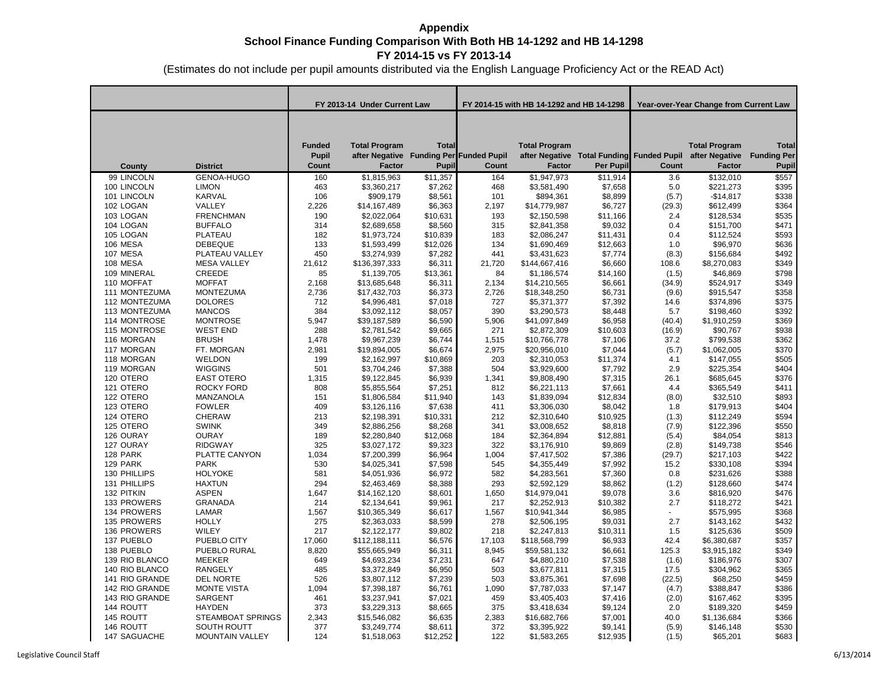# Appendix

## School Finance Funding Comparison With Both HB 14-1292 and HB 14-1298

### FY 2014-15 vs FY 2013-14

(Estimates do not include per pupil amounts distributed via the English Language Proficiency Act or the READ Act)

| | | FY 2013-14 Under Current Law | | | FY 2014-15 with HB 14-1292 and HB 14-1298 | | | Year-over-Year Change from Current Law | | |
|---|---|---|---|---|---|---|---|---|---|---|
| County | District | Funded Pupil Count | Total Program after Negative Factor | Total Funding Per Pupil | Funded Pupil Count | Total Program after Negative Factor | Total Funding Per Pupil | Funded Pupil Count | Total Program after Negative Factor | Total Funding Per Pupil |
| 99 LINCOLN | GENOA-HUGO | 160 | $1,815,963 | $11,357 | 164 | $1,947,973 | $11,914 | 3.6 | $132,010 | $557 |
| 100 LINCOLN | LIMON | 463 | $3,360,217 | $7,262 | 468 | $3,581,490 | $7,658 | 5.0 | $221,273 | $395 |
| 101 LINCOLN | KARVAL | 106 | $909,179 | $8,561 | 101 | $894,361 | $8,899 | (5.7) | -$14,817 | $338 |
| 102 LOGAN | VALLEY | 2,226 | $14,167,489 | $6,363 | 2,197 | $14,779,987 | $6,727 | (29.3) | $612,499 | $364 |
| 103 LOGAN | FRENCHMAN | 190 | $2,022,064 | $10,631 | 193 | $2,150,598 | $11,166 | 2.4 | $128,534 | $535 |
| 104 LOGAN | BUFFALO | 314 | $2,689,658 | $8,560 | 315 | $2,841,358 | $9,032 | 0.4 | $151,700 | $471 |
| 105 LOGAN | PLATEAU | 182 | $1,973,724 | $10,839 | 183 | $2,086,247 | $11,431 | 0.4 | $112,524 | $593 |
| 106 MESA | DEBEQUE | 133 | $1,593,499 | $12,026 | 134 | $1,690,469 | $12,663 | 1.0 | $96,970 | $636 |
| 107 MESA | PLATEAU VALLEY | 450 | $3,274,939 | $7,282 | 441 | $3,431,623 | $7,774 | (8.3) | $156,684 | $492 |
| 108 MESA | MESA VALLEY | 21,612 | $136,397,333 | $6,311 | 21,720 | $144,667,416 | $6,660 | 108.6 | $8,270,083 | $349 |
| 109 MINERAL | CREEDE | 85 | $1,139,705 | $13,361 | 84 | $1,186,574 | $14,160 | (1.5) | $46,869 | $798 |
| 110 MOFFAT | MOFFAT | 2,168 | $13,685,648 | $6,311 | 2,134 | $14,210,565 | $6,661 | (34.9) | $524,917 | $349 |
| 111 MONTEZUMA | MONTEZUMA | 2,736 | $17,432,703 | $6,373 | 2,726 | $18,348,250 | $6,731 | (9.6) | $915,547 | $358 |
| 112 MONTEZUMA | DOLORES | 712 | $4,996,481 | $7,018 | 727 | $5,371,377 | $7,392 | 14.6 | $374,896 | $375 |
| 113 MONTEZUMA | MANCOS | 384 | $3,092,112 | $8,057 | 390 | $3,290,573 | $8,448 | 5.7 | $198,460 | $392 |
| 114 MONTROSE | MONTROSE | 5,947 | $39,187,589 | $6,590 | 5,906 | $41,097,849 | $6,958 | (40.4) | $1,910,259 | $369 |
| 115 MONTROSE | WEST END | 288 | $2,781,542 | $9,665 | 271 | $2,872,309 | $10,603 | (16.9) | $90,767 | $938 |
| 116 MORGAN | BRUSH | 1,478 | $9,967,239 | $6,744 | 1,515 | $10,766,778 | $7,106 | 37.2 | $799,538 | $362 |
| 117 MORGAN | FT. MORGAN | 2,981 | $19,894,005 | $6,674 | 2,975 | $20,956,010 | $7,044 | (5.7) | $1,062,005 | $370 |
| 118 MORGAN | WELDON | 199 | $2,162,997 | $10,869 | 203 | $2,310,053 | $11,374 | 4.1 | $147,055 | $505 |
| 119 MORGAN | WIGGINS | 501 | $3,704,246 | $7,388 | 504 | $3,929,600 | $7,792 | 2.9 | $225,354 | $404 |
| 120 OTERO | EAST OTERO | 1,315 | $9,122,845 | $6,939 | 1,341 | $9,808,490 | $7,315 | 26.1 | $685,645 | $376 |
| 121 OTERO | ROCKY FORD | 808 | $5,855,564 | $7,251 | 812 | $6,221,113 | $7,661 | 4.4 | $365,549 | $411 |
| 122 OTERO | MANZANOLA | 151 | $1,806,584 | $11,940 | 143 | $1,839,094 | $12,834 | (8.0) | $32,510 | $893 |
| 123 OTERO | FOWLER | 409 | $3,126,116 | $7,638 | 411 | $3,306,030 | $8,042 | 1.8 | $179,913 | $404 |
| 124 OTERO | CHERAW | 213 | $2,198,391 | $10,331 | 212 | $2,310,640 | $10,925 | (1.3) | $112,249 | $594 |
| 125 OTERO | SWINK | 349 | $2,886,256 | $8,268 | 341 | $3,008,652 | $8,818 | (7.9) | $122,396 | $550 |
| 126 OURAY | OURAY | 189 | $2,280,840 | $12,068 | 184 | $2,364,894 | $12,881 | (5.4) | $84,054 | $813 |
| 127 OURAY | RIDGWAY | 325 | $3,027,172 | $9,323 | 322 | $3,176,910 | $9,869 | (2.8) | $149,738 | $546 |
| 128 PARK | PLATTE CANYON | 1,034 | $7,200,399 | $6,964 | 1,004 | $7,417,502 | $7,386 | (29.7) | $217,103 | $422 |
| 129 PARK | PARK | 530 | $4,025,341 | $7,598 | 545 | $4,355,449 | $7,992 | 15.2 | $330,108 | $394 |
| 130 PHILLIPS | HOLYOKE | 581 | $4,051,936 | $6,972 | 582 | $4,283,561 | $7,360 | 0.8 | $231,626 | $388 |
| 131 PHILLIPS | HAXTUN | 294 | $2,463,469 | $8,388 | 293 | $2,592,129 | $8,862 | (1.2) | $128,660 | $474 |
| 132 PITKIN | ASPEN | 1,647 | $14,162,120 | $8,601 | 1,650 | $14,979,041 | $9,078 | 3.6 | $816,920 | $476 |
| 133 PROWERS | GRANADA | 214 | $2,134,641 | $9,961 | 217 | $2,252,913 | $10,382 | 2.7 | $118,272 | $421 |
| 134 PROWERS | LAMAR | 1,567 | $10,365,349 | $6,617 | 1,567 | $10,941,344 | $6,985 | - | $575,995 | $368 |
| 135 PROWERS | HOLLY | 275 | $2,363,033 | $8,599 | 278 | $2,506,195 | $9,031 | 2.7 | $143,162 | $432 |
| 136 PROWERS | WILEY | 217 | $2,122,177 | $9,802 | 218 | $2,247,813 | $10,311 | 1.5 | $125,636 | $509 |
| 137 PUEBLO | PUEBLO CITY | 17,060 | $112,188,111 | $6,576 | 17,103 | $118,568,799 | $6,933 | 42.4 | $6,380,687 | $357 |
| 138 PUEBLO | PUEBLO RURAL | 8,820 | $55,665,949 | $6,311 | 8,945 | $59,581,132 | $6,661 | 125.3 | $3,915,182 | $349 |
| 139 RIO BLANCO | MEEKER | 649 | $4,693,234 | $7,231 | 647 | $4,880,210 | $7,538 | (1.6) | $186,976 | $307 |
| 140 RIO BLANCO | RANGELY | 485 | $3,372,849 | $6,950 | 503 | $3,677,811 | $7,315 | 17.5 | $304,962 | $365 |
| 141 RIO GRANDE | DEL NORTE | 526 | $3,807,112 | $7,239 | 503 | $3,875,361 | $7,698 | (22.5) | $68,250 | $459 |
| 142 RIO GRANDE | MONTE VISTA | 1,094 | $7,398,187 | $6,761 | 1,090 | $7,787,033 | $7,147 | (4.7) | $388,847 | $386 |
| 143 RIO GRANDE | SARGENT | 461 | $3,237,941 | $7,021 | 459 | $3,405,403 | $7,416 | (2.0) | $167,462 | $395 |
| 144 ROUTT | HAYDEN | 373 | $3,229,313 | $8,665 | 375 | $3,418,634 | $9,124 | 2.0 | $189,320 | $459 |
| 145 ROUTT | STEAMBOAT SPRINGS | 2,343 | $15,546,082 | $6,635 | 2,383 | $16,682,766 | $7,001 | 40.0 | $1,136,684 | $366 |
| 146 ROUTT | SOUTH ROUTT | 377 | $3,249,774 | $8,611 | 372 | $3,395,922 | $9,141 | (5.9) | $146,148 | $530 |
| 147 SAGUACHE | MOUNTAIN VALLEY | 124 | $1,518,063 | $12,252 | 122 | $1,583,265 | $12,935 | (1.5) | $65,201 | $683 |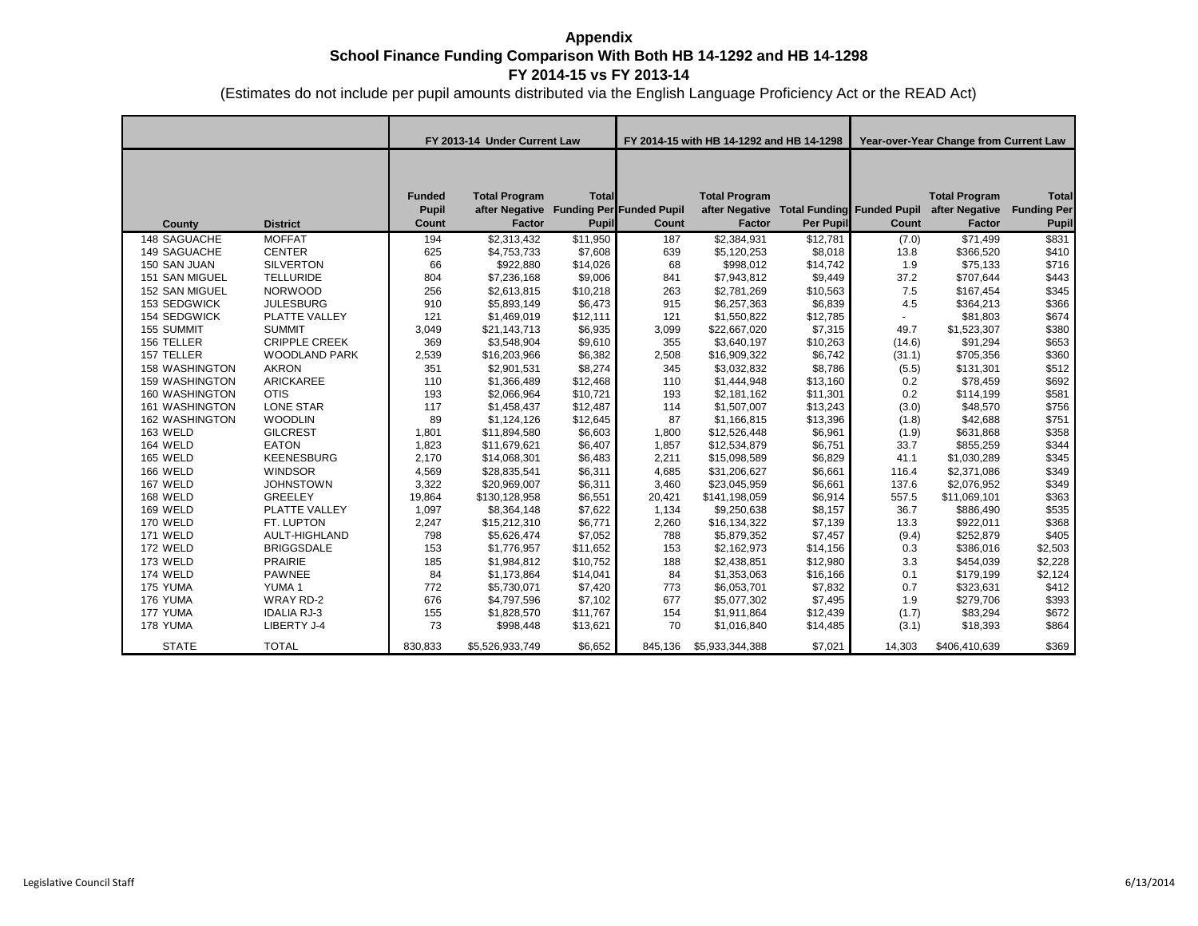## Appendix

### School Finance Funding Comparison With Both HB 14-1292 and HB 14-1298

### FY 2014-15 vs FY 2013-14

(Estimates do not include per pupil amounts distributed via the English Language Proficiency Act or the READ Act)

| | | FY 2013-14 Under Current Law | | | FY 2014-15 with HB 14-1292 and HB 14-1298 | | | Year-over-Year Change from Current Law | | |
|---|---|---|---|---|---|---|---|---|---|---|
| County | District | Funded Pupil Count | Total Program after Negative Factor | Total Funding Per Pupil | Funded Pupil Count | Total Program after Negative Factor | Total Funding Per Pupil | Funded Pupil Count | Total Program after Negative Factor | Total Funding Per Pupil |
| 148 SAGUACHE | MOFFAT | 194 | $2,313,432 | $11,950 | 187 | $2,384,931 | $12,781 | (7.0) | $71,499 | $831 |
| 149 SAGUACHE | CENTER | 625 | $4,753,733 | $7,608 | 639 | $5,120,253 | $8,018 | 13.8 | $366,520 | $410 |
| 150 SAN JUAN | SILVERTON | 66 | $922,880 | $14,026 | 68 | $998,012 | $14,742 | 1.9 | $75,133 | $716 |
| 151 SAN MIGUEL | TELLURIDE | 804 | $7,236,168 | $9,006 | 841 | $7,943,812 | $9,449 | 37.2 | $707,644 | $443 |
| 152 SAN MIGUEL | NORWOOD | 256 | $2,613,815 | $10,218 | 263 | $2,781,269 | $10,563 | 7.5 | $167,454 | $345 |
| 153 SEDGWICK | JULESBURG | 910 | $5,893,149 | $6,473 | 915 | $6,257,363 | $6,839 | 4.5 | $364,213 | $366 |
| 154 SEDGWICK | PLATTE VALLEY | 121 | $1,469,019 | $12,111 | 121 | $1,550,822 | $12,785 | - | $81,803 | $674 |
| 155 SUMMIT | SUMMIT | 3,049 | $21,143,713 | $6,935 | 3,099 | $22,667,020 | $7,315 | 49.7 | $1,523,307 | $380 |
| 156 TELLER | CRIPPLE CREEK | 369 | $3,548,904 | $9,610 | 355 | $3,640,197 | $10,263 | (14.6) | $91,294 | $653 |
| 157 TELLER | WOODLAND PARK | 2,539 | $16,203,966 | $6,382 | 2,508 | $16,909,322 | $6,742 | (31.1) | $705,356 | $360 |
| 158 WASHINGTON | AKRON | 351 | $2,901,531 | $8,274 | 345 | $3,032,832 | $8,786 | (5.5) | $131,301 | $512 |
| 159 WASHINGTON | ARICKAREE | 110 | $1,366,489 | $12,468 | 110 | $1,444,948 | $13,160 | 0.2 | $78,459 | $692 |
| 160 WASHINGTON | OTIS | 193 | $2,066,964 | $10,721 | 193 | $2,181,162 | $11,301 | 0.2 | $114,199 | $581 |
| 161 WASHINGTON | LONE STAR | 117 | $1,458,437 | $12,487 | 114 | $1,507,007 | $13,243 | (3.0) | $48,570 | $756 |
| 162 WASHINGTON | WOODLIN | 89 | $1,124,126 | $12,645 | 87 | $1,166,815 | $13,396 | (1.8) | $42,688 | $751 |
| 163 WELD | GILCREST | 1,801 | $11,894,580 | $6,603 | 1,800 | $12,526,448 | $6,961 | (1.9) | $631,868 | $358 |
| 164 WELD | EATON | 1,823 | $11,679,621 | $6,407 | 1,857 | $12,534,879 | $6,751 | 33.7 | $855,259 | $344 |
| 165 WELD | KEENESBURG | 2,170 | $14,068,301 | $6,483 | 2,211 | $15,098,589 | $6,829 | 41.1 | $1,030,289 | $345 |
| 166 WELD | WINDSOR | 4,569 | $28,835,541 | $6,311 | 4,685 | $31,206,627 | $6,661 | 116.4 | $2,371,086 | $349 |
| 167 WELD | JOHNSTOWN | 3,322 | $20,969,007 | $6,311 | 3,460 | $23,045,959 | $6,661 | 137.6 | $2,076,952 | $349 |
| 168 WELD | GREELEY | 19,864 | $130,128,958 | $6,551 | 20,421 | $141,198,059 | $6,914 | 557.5 | $11,069,101 | $363 |
| 169 WELD | PLATTE VALLEY | 1,097 | $8,364,148 | $7,622 | 1,134 | $9,250,638 | $8,157 | 36.7 | $886,490 | $535 |
| 170 WELD | FT. LUPTON | 2,247 | $15,212,310 | $6,771 | 2,260 | $16,134,322 | $7,139 | 13.3 | $922,011 | $368 |
| 171 WELD | AULT-HIGHLAND | 798 | $5,626,474 | $7,052 | 788 | $5,879,352 | $7,457 | (9.4) | $252,879 | $405 |
| 172 WELD | BRIGGSDALE | 153 | $1,776,957 | $11,652 | 153 | $2,162,973 | $14,156 | 0.3 | $386,016 | $2,503 |
| 173 WELD | PRAIRIE | 185 | $1,984,812 | $10,752 | 188 | $2,438,851 | $12,980 | 3.3 | $454,039 | $2,228 |
| 174 WELD | PAWNEE | 84 | $1,173,864 | $14,041 | 84 | $1,353,063 | $16,166 | 0.1 | $179,199 | $2,124 |
| 175 YUMA | YUMA 1 | 772 | $5,730,071 | $7,420 | 773 | $6,053,701 | $7,832 | 0.7 | $323,631 | $412 |
| 176 YUMA | WRAY RD-2 | 676 | $4,797,596 | $7,102 | 677 | $5,077,302 | $7,495 | 1.9 | $279,706 | $393 |
| 177 YUMA | IDALIA RJ-3 | 155 | $1,828,570 | $11,767 | 154 | $1,911,864 | $12,439 | (1.7) | $83,294 | $672 |
| 178 YUMA | LIBERTY J-4 | 73 | $998,448 | $13,621 | 70 | $1,016,840 | $14,485 | (3.1) | $18,393 | $864 |
| STATE | TOTAL | 830,833 | $5,526,933,749 | $6,652 | 845,136 | $5,933,344,388 | $7,021 | 14,303 | $406,410,639 | $369 |

Legislative Council Staff 6/13/2014